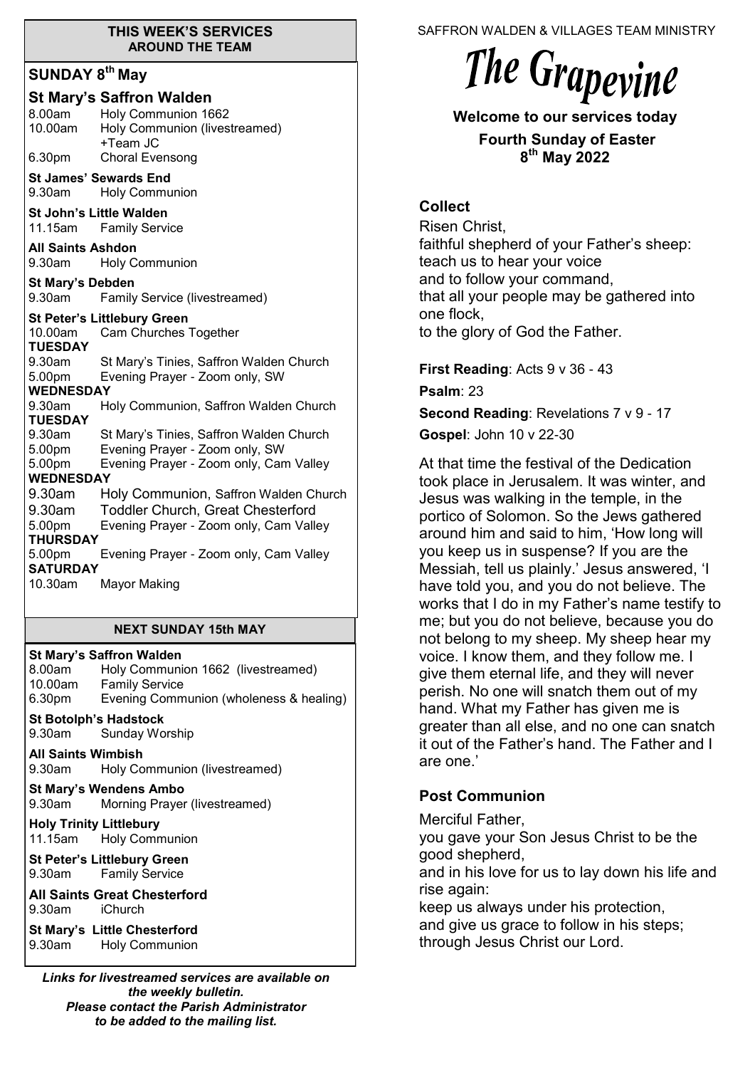## THIS WEEK'S SERVICES AROUND THE TEAM

### SUNDAY 8th May

**St Mary's Saffron Walden**
8.00am Holy Communion 1662
10.00am Holy Communion (livestreamed) +Team JC
6.30pm Choral Evensong

**St James' Sewards End**
9.30am Holy Communion

**St John's Little Walden**
11.15am Family Service

**All Saints Ashdon**
9.30am Holy Communion

**St Mary's Debden**
9.30am Family Service (livestreamed)

**St Peter's Littlebury Green**
10.00am Cam Churches Together

**TUESDAY**
9.30am St Mary's Tinies, Saffron Walden Church
5.00pm Evening Prayer - Zoom only, SW

**WEDNESDAY**
9.30am Holy Communion, Saffron Walden Church

**TUESDAY**
9.30am St Mary's Tinies, Saffron Walden Church
5.00pm Evening Prayer - Zoom only, SW
5.00pm Evening Prayer - Zoom only, Cam Valley

**WEDNESDAY**
9.30am Holy Communion, Saffron Walden Church
9.30am Toddler Church, Great Chesterford
5.00pm Evening Prayer - Zoom only, Cam Valley

**THURSDAY**
5.00pm Evening Prayer - Zoom only, Cam Valley

**SATURDAY**
10.30am Mayor Making

## NEXT SUNDAY 15th MAY

**St Mary's Saffron Walden**
8.00am Holy Communion 1662 (livestreamed)
10.00am Family Service
6.30pm Evening Communion (wholeness & healing)

**St Botolph's Hadstock**
9.30am Sunday Worship

**All Saints Wimbish**
9.30am Holy Communion (livestreamed)

**St Mary's Wendens Ambo**
9.30am Morning Prayer (livestreamed)

**Holy Trinity Littlebury**
11.15am Holy Communion

**St Peter's Littlebury Green**
9.30am Family Service

**All Saints Great Chesterford**
9.30am iChurch

**St Mary's Little Chesterford**
9.30am Holy Communion

***Links for livestreamed services are available on the weekly bulletin. Please contact the Parish Administrator to be added to the mailing list.***

SAFFRON WALDEN & VILLAGES TEAM MINISTRY

# The Grapevine

**Welcome to our services today**
**Fourth Sunday of Easter**
**8th May 2022**

### Collect

Risen Christ,
faithful shepherd of your Father's sheep:
teach us to hear your voice
and to follow your command,
that all your people may be gathered into one flock,
to the glory of God the Father.

**First Reading**: Acts 9 v 36 - 43

**Psalm**: 23

**Second Reading**: Revelations 7 v 9 - 17

**Gospel**: John 10 v 22-30

At that time the festival of the Dedication took place in Jerusalem. It was winter, and Jesus was walking in the temple, in the portico of Solomon. So the Jews gathered around him and said to him, 'How long will you keep us in suspense? If you are the Messiah, tell us plainly.' Jesus answered, 'I have told you, and you do not believe. The works that I do in my Father's name testify to me; but you do not believe, because you do not belong to my sheep. My sheep hear my voice. I know them, and they follow me. I give them eternal life, and they will never perish. No one will snatch them out of my hand. What my Father has given me is greater than all else, and no one can snatch it out of the Father's hand. The Father and I are one.'

### Post Communion

Merciful Father,
you gave your Son Jesus Christ to be the good shepherd,
and in his love for us to lay down his life and rise again:
keep us always under his protection,
and give us grace to follow in his steps;
through Jesus Christ our Lord.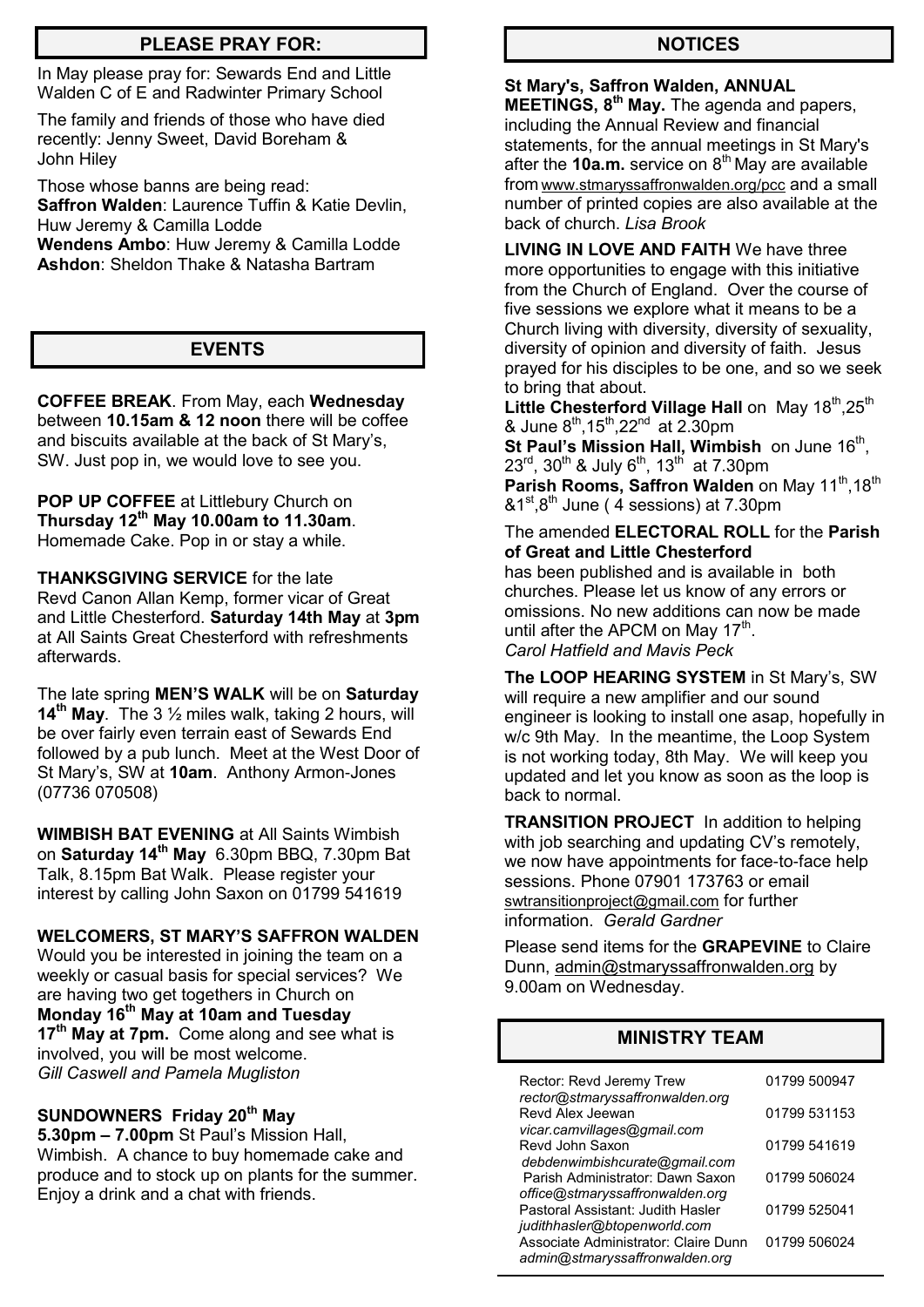## PLEASE PRAY FOR:

In May please pray for: Sewards End and Little Walden C of E and Radwinter Primary School

The family and friends of those who have died recently: Jenny Sweet, David Boreham & John Hiley

Those whose banns are being read:
**Saffron Walden**: Laurence Tuffin & Katie Devlin, Huw Jeremy & Camilla Lodde
**Wendens Ambo**: Huw Jeremy & Camilla Lodde
**Ashdon**: Sheldon Thake & Natasha Bartram

## EVENTS

**COFFEE BREAK**. From May, each **Wednesday** between **10.15am & 12 noon** there will be coffee and biscuits available at the back of St Mary's, SW. Just pop in, we would love to see you.

**POP UP COFFEE** at Littlebury Church on **Thursday 12th May 10.00am to 11.30am**. Homemade Cake. Pop in or stay a while.

**THANKSGIVING SERVICE** for the late Revd Canon Allan Kemp, former vicar of Great and Little Chesterford. **Saturday 14th May** at **3pm** at All Saints Great Chesterford with refreshments afterwards.

The late spring **MEN'S WALK** will be on **Saturday 14th May**. The 3 ½ miles walk, taking 2 hours, will be over fairly even terrain east of Sewards End followed by a pub lunch. Meet at the West Door of St Mary's, SW at **10am**. Anthony Armon-Jones (07736 070508)

**WIMBISH BAT EVENING** at All Saints Wimbish on **Saturday 14th May** 6.30pm BBQ, 7.30pm Bat Talk, 8.15pm Bat Walk. Please register your interest by calling John Saxon on 01799 541619

**WELCOMERS, ST MARY'S SAFFRON WALDEN**
Would you be interested in joining the team on a weekly or casual basis for special services? We are having two get togethers in Church on **Monday 16th May at 10am and Tuesday 17th May at 7pm.** Come along and see what is involved, you will be most welcome.
*Gill Caswell and Pamela Mugliston*

**SUNDOWNERS Friday 20th May**
**5.30pm – 7.00pm** St Paul's Mission Hall, Wimbish. A chance to buy homemade cake and produce and to stock up on plants for the summer. Enjoy a drink and a chat with friends.

## NOTICES

**St Mary's, Saffron Walden, ANNUAL MEETINGS, 8th May.** The agenda and papers, including the Annual Review and financial statements, for the annual meetings in St Mary's after the **10a.m.** service on 8th May are available from www.stmaryssaffronwalden.org/pcc and a small number of printed copies are also available at the back of church. *Lisa Brook*

**LIVING IN LOVE AND FAITH** We have three more opportunities to engage with this initiative from the Church of England. Over the course of five sessions we explore what it means to be a Church living with diversity, diversity of sexuality, diversity of opinion and diversity of faith. Jesus prayed for his disciples to be one, and so we seek to bring that about.
**Little Chesterford Village Hall** on May 18th, 25th & June 8th, 15th, 22nd at 2.30pm
**St Paul's Mission Hall, Wimbish** on June 16th, 23rd, 30th & July 6th, 13th at 7.30pm
**Parish Rooms, Saffron Walden** on May 11th, 18th & 1st, 8th June ( 4 sessions) at 7.30pm

The amended **ELECTORAL ROLL** for the **Parish of Great and Little Chesterford** has been published and is available in both churches. Please let us know of any errors or omissions. No new additions can now be made until after the APCM on May 17th.
*Carol Hatfield and Mavis Peck*

**The LOOP HEARING SYSTEM** in St Mary's, SW will require a new amplifier and our sound engineer is looking to install one asap, hopefully in w/c 9th May. In the meantime, the Loop System is not working today, 8th May. We will keep you updated and let you know as soon as the loop is back to normal.

**TRANSITION PROJECT** In addition to helping with job searching and updating CV's remotely, we now have appointments for face-to-face help sessions. Phone 07901 173763 or email swtransitionproject@gmail.com for further information. *Gerald Gardner*

Please send items for the **GRAPEVINE** to Claire Dunn, admin@stmaryssaffronwalden.org by 9.00am on Wednesday.

## MINISTRY TEAM

| | |
|---|---|
| Rector: Revd Jeremy Trew *rector@stmaryssaffronwalden.org* | 01799 500947 |
| Revd Alex Jeewan *vicar.camvillages@gmail.com* | 01799 531153 |
| Revd John Saxon *debdenwimbishcurate@gmail.com* | 01799 541619 |
| Parish Administrator: Dawn Saxon *office@stmaryssaffronwalden.org* | 01799 506024 |
| Pastoral Assistant: Judith Hasler *judithhasler@btopenworld.com* | 01799 525041 |
| Associate Administrator: Claire Dunn *admin@stmaryssaffronwalden.org* | 01799 506024 |